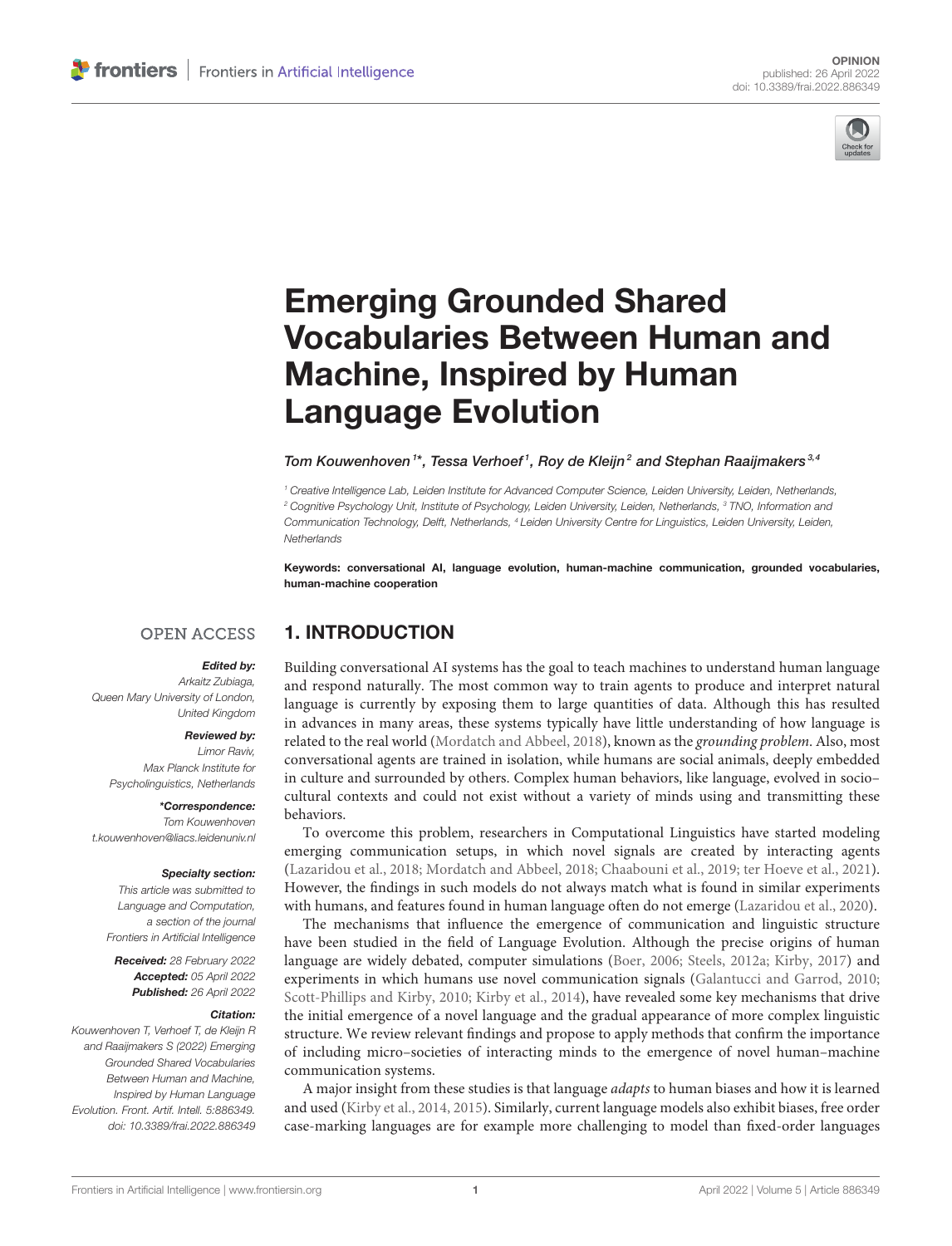OPINION
published: 26 April 2022
doi: 10.3389/frai.2022.886349

# Emerging Grounded Shared Vocabularies Between Human and Machine, Inspired by Human Language Evolution

*Tom Kouwenhoven[1]\*, Tessa Verhoef[1], Roy de Kleijn[2] and Stephan Raaijmakers[3,4]*

[1] Creative Intelligence Lab, Leiden Institute for Advanced Computer Science, Leiden University, Leiden, Netherlands, [2] Cognitive Psychology Unit, Institute of Psychology, Leiden University, Leiden, Netherlands, [3] TNO, Information and Communication Technology, Delft, Netherlands, [4] Leiden University Centre for Linguistics, Leiden University, Leiden, Netherlands

**Keywords: conversational AI, language evolution, human-machine communication, grounded vocabularies, human-machine cooperation**

OPEN ACCESS

***Edited by:***
*Arkaitz Zubiaga, Queen Mary University of London, United Kingdom*

***Reviewed by:***
*Limor Raviv, Max Planck Institute for Psycholinguistics, Netherlands*

***\*Correspondence:***
*Tom Kouwenhoven*
*t.kouwenhoven@liacs.leidenuniv.nl*

***Specialty section:***
*This article was submitted to Language and Computation, a section of the journal Frontiers in Artificial Intelligence*

***Received:*** *28 February 2022*
***Accepted:*** *05 April 2022*
***Published:*** *26 April 2022*

***Citation:***
*Kouwenhoven T, Verhoef T, de Kleijn R and Raaijmakers S (2022) Emerging Grounded Shared Vocabularies Between Human and Machine, Inspired by Human Language Evolution. Front. Artif. Intell. 5:886349. doi: 10.3389/frai.2022.886349*

## 1. INTRODUCTION

Building conversational AI systems has the goal to teach machines to understand human language and respond naturally. The most common way to train agents to produce and interpret natural language is currently by exposing them to large quantities of data. Although this has resulted in advances in many areas, these systems typically have little understanding of how language is related to the real world (Mordatch and Abbeel, 2018), known as the *grounding problem*. Also, most conversational agents are trained in isolation, while humans are social animals, deeply embedded in culture and surrounded by others. Complex human behaviors, like language, evolved in socio–cultural contexts and could not exist without a variety of minds using and transmitting these behaviors.

To overcome this problem, researchers in Computational Linguistics have started modeling emerging communication setups, in which novel signals are created by interacting agents (Lazaridou et al., 2018; Mordatch and Abbeel, 2018; Chaabouni et al., 2019; ter Hoeve et al., 2021). However, the findings in such models do not always match what is found in similar experiments with humans, and features found in human language often do not emerge (Lazaridou et al., 2020).

The mechanisms that influence the emergence of communication and linguistic structure have been studied in the field of Language Evolution. Although the precise origins of human language are widely debated, computer simulations (Boer, 2006; Steels, 2012a; Kirby, 2017) and experiments in which humans use novel communication signals (Galantucci and Garrod, 2010; Scott-Phillips and Kirby, 2010; Kirby et al., 2014), have revealed some key mechanisms that drive the initial emergence of a novel language and the gradual appearance of more complex linguistic structure. We review relevant findings and propose to apply methods that confirm the importance of including micro–societies of interacting minds to the emergence of novel human–machine communication systems.

A major insight from these studies is that language *adapts* to human biases and how it is learned and used (Kirby et al., 2014, 2015). Similarly, current language models also exhibit biases, free order case-marking languages are for example more challenging to model than fixed-order languages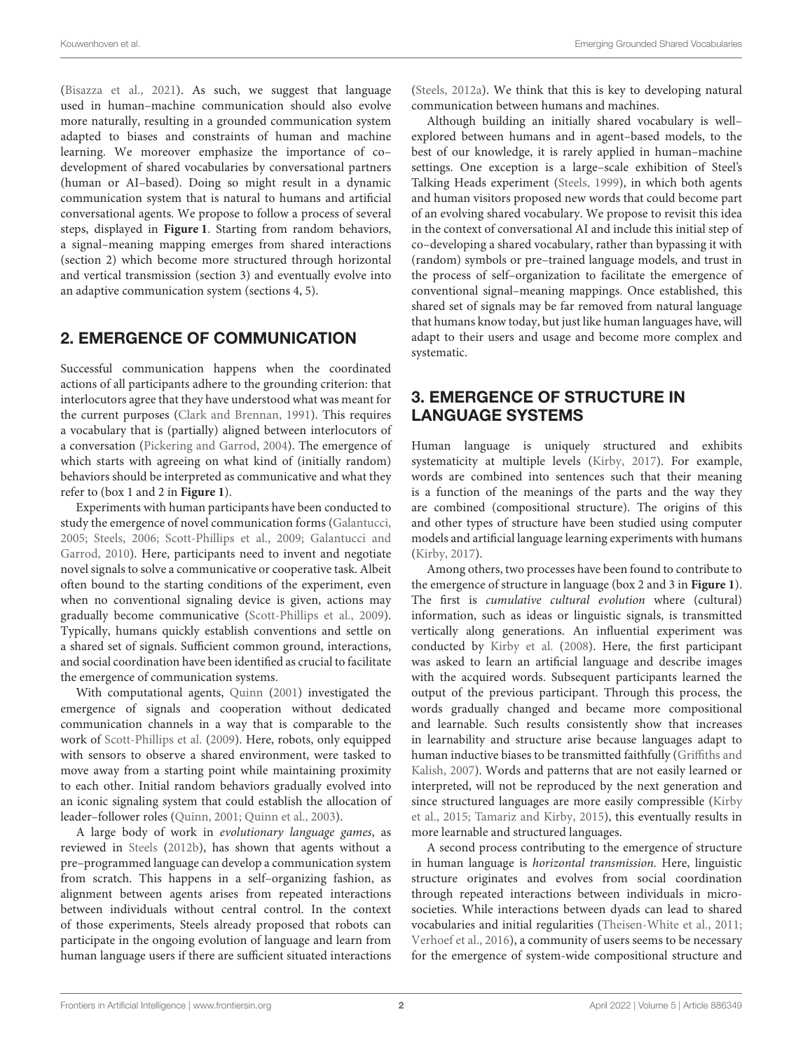(Bisazza et al., 2021). As such, we suggest that language used in human–machine communication should also evolve more naturally, resulting in a grounded communication system adapted to biases and constraints of human and machine learning. We moreover emphasize the importance of co–development of shared vocabularies by conversational partners (human or AI–based). Doing so might result in a dynamic communication system that is natural to humans and artificial conversational agents. We propose to follow a process of several steps, displayed in **Figure 1**. Starting from random behaviors, a signal–meaning mapping emerges from shared interactions (section 2) which become more structured through horizontal and vertical transmission (section 3) and eventually evolve into an adaptive communication system (sections 4, 5).

## 2. EMERGENCE OF COMMUNICATION

Successful communication happens when the coordinated actions of all participants adhere to the grounding criterion: that interlocutors agree that they have understood what was meant for the current purposes (Clark and Brennan, 1991). This requires a vocabulary that is (partially) aligned between interlocutors of a conversation (Pickering and Garrod, 2004). The emergence of which starts with agreeing on what kind of (initially random) behaviors should be interpreted as communicative and what they refer to (box 1 and 2 in **Figure 1**).

Experiments with human participants have been conducted to study the emergence of novel communication forms (Galantucci, 2005; Steels, 2006; Scott-Phillips et al., 2009; Galantucci and Garrod, 2010). Here, participants need to invent and negotiate novel signals to solve a communicative or cooperative task. Albeit often bound to the starting conditions of the experiment, even when no conventional signaling device is given, actions may gradually become communicative (Scott-Phillips et al., 2009). Typically, humans quickly establish conventions and settle on a shared set of signals. Sufficient common ground, interactions, and social coordination have been identified as crucial to facilitate the emergence of communication systems.

With computational agents, Quinn (2001) investigated the emergence of signals and cooperation without dedicated communication channels in a way that is comparable to the work of Scott-Phillips et al. (2009). Here, robots, only equipped with sensors to observe a shared environment, were tasked to move away from a starting point while maintaining proximity to each other. Initial random behaviors gradually evolved into an iconic signaling system that could establish the allocation of leader–follower roles (Quinn, 2001; Quinn et al., 2003).

A large body of work in *evolutionary language games*, as reviewed in Steels (2012b), has shown that agents without a pre–programmed language can develop a communication system from scratch. This happens in a self–organizing fashion, as alignment between agents arises from repeated interactions between individuals without central control. In the context of those experiments, Steels already proposed that robots can participate in the ongoing evolution of language and learn from human language users if there are sufficient situated interactions (Steels, 2012a). We think that this is key to developing natural communication between humans and machines.

Although building an initially shared vocabulary is well–explored between humans and in agent–based models, to the best of our knowledge, it is rarely applied in human–machine settings. One exception is a large–scale exhibition of Steel's Talking Heads experiment (Steels, 1999), in which both agents and human visitors proposed new words that could become part of an evolving shared vocabulary. We propose to revisit this idea in the context of conversational AI and include this initial step of co–developing a shared vocabulary, rather than bypassing it with (random) symbols or pre–trained language models, and trust in the process of self–organization to facilitate the emergence of conventional signal–meaning mappings. Once established, this shared set of signals may be far removed from natural language that humans know today, but just like human languages have, will adapt to their users and usage and become more complex and systematic.

## 3. EMERGENCE OF STRUCTURE IN LANGUAGE SYSTEMS

Human language is uniquely structured and exhibits systematicity at multiple levels (Kirby, 2017). For example, words are combined into sentences such that their meaning is a function of the meanings of the parts and the way they are combined (compositional structure). The origins of this and other types of structure have been studied using computer models and artificial language learning experiments with humans (Kirby, 2017).

Among others, two processes have been found to contribute to the emergence of structure in language (box 2 and 3 in **Figure 1**). The first is *cumulative cultural evolution* where (cultural) information, such as ideas or linguistic signals, is transmitted vertically along generations. An influential experiment was conducted by Kirby et al. (2008). Here, the first participant was asked to learn an artificial language and describe images with the acquired words. Subsequent participants learned the output of the previous participant. Through this process, the words gradually changed and became more compositional and learnable. Such results consistently show that increases in learnability and structure arise because languages adapt to human inductive biases to be transmitted faithfully (Griffiths and Kalish, 2007). Words and patterns that are not easily learned or interpreted, will not be reproduced by the next generation and since structured languages are more easily compressible (Kirby et al., 2015; Tamariz and Kirby, 2015), this eventually results in more learnable and structured languages.

A second process contributing to the emergence of structure in human language is *horizontal transmission*. Here, linguistic structure originates and evolves from social coordination through repeated interactions between individuals in micro-societies. While interactions between dyads can lead to shared vocabularies and initial regularities (Theisen-White et al., 2011; Verhoef et al., 2016), a community of users seems to be necessary for the emergence of system-wide compositional structure and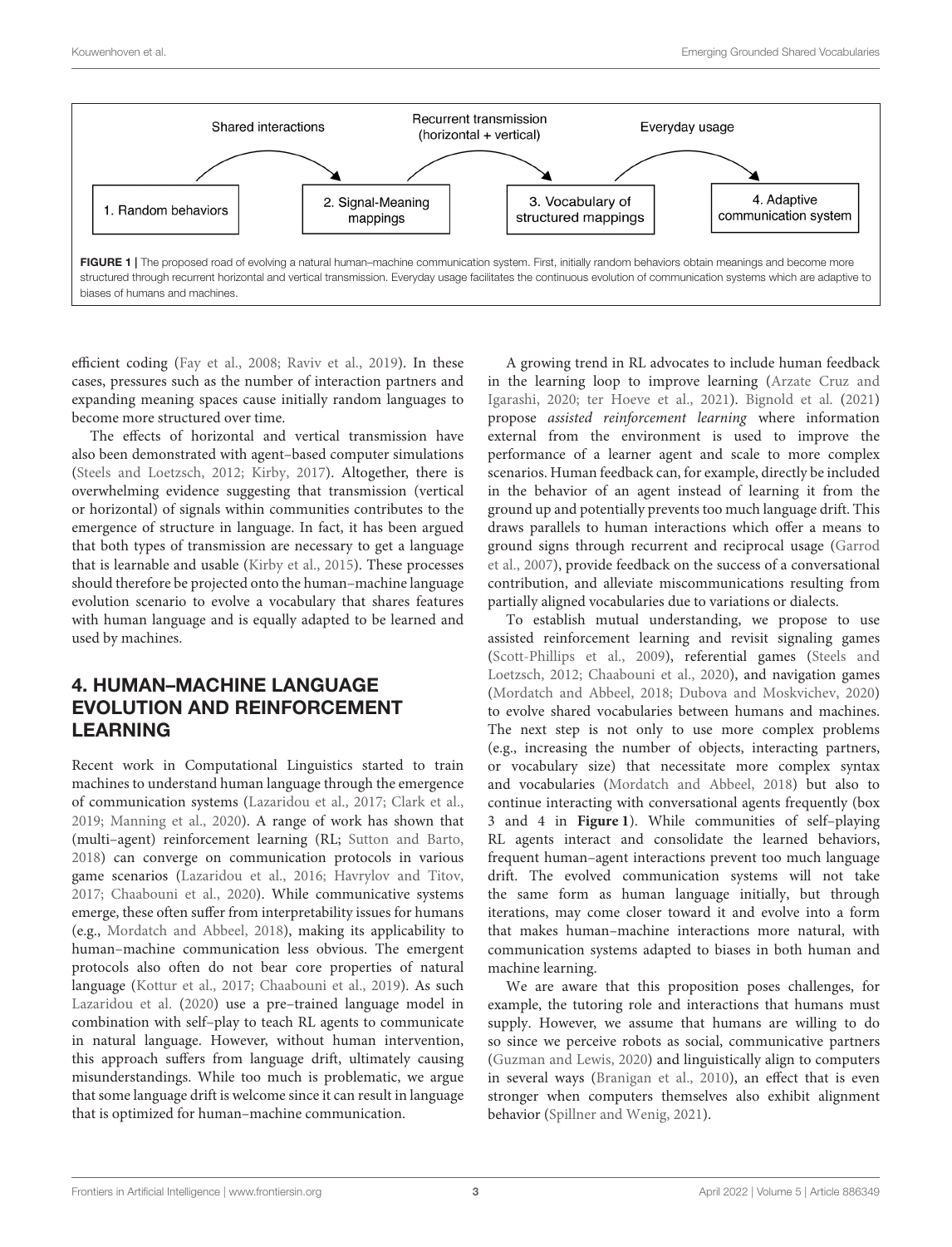Shared interactions — Recurrent transmission (horizontal + vertical) — Everyday usage

1. Random behaviors → 2. Signal-Meaning mappings → 3. Vocabulary of structured mappings → 4. Adaptive communication system

**FIGURE 1 |** The proposed road of evolving a natural human–machine communication system. First, initially random behaviors obtain meanings and become more structured through recurrent horizontal and vertical transmission. Everyday usage facilitates the continuous evolution of communication systems which are adaptive to biases of humans and machines.

efficient coding (Fay et al., 2008; Raviv et al., 2019). In these cases, pressures such as the number of interaction partners and expanding meaning spaces cause initially random languages to become more structured over time.

The effects of horizontal and vertical transmission have also been demonstrated with agent–based computer simulations (Steels and Loetzsch, 2012; Kirby, 2017). Altogether, there is overwhelming evidence suggesting that transmission (vertical or horizontal) of signals within communities contributes to the emergence of structure in language. In fact, it has been argued that both types of transmission are necessary to get a language that is learnable and usable (Kirby et al., 2015). These processes should therefore be projected onto the human–machine language evolution scenario to evolve a vocabulary that shares features with human language and is equally adapted to be learned and used by machines.

## 4. HUMAN–MACHINE LANGUAGE EVOLUTION AND REINFORCEMENT LEARNING

Recent work in Computational Linguistics started to train machines to understand human language through the emergence of communication systems (Lazaridou et al., 2017; Clark et al., 2019; Manning et al., 2020). A range of work has shown that (multi–agent) reinforcement learning (RL; Sutton and Barto, 2018) can converge on communication protocols in various game scenarios (Lazaridou et al., 2016; Havrylov and Titov, 2017; Chaabouni et al., 2020). While communicative systems emerge, these often suffer from interpretability issues for humans (e.g., Mordatch and Abbeel, 2018), making its applicability to human–machine communication less obvious. The emergent protocols also often do not bear core properties of natural language (Kottur et al., 2017; Chaabouni et al., 2019). As such Lazaridou et al. (2020) use a pre–trained language model in combination with self–play to teach RL agents to communicate in natural language. However, without human intervention, this approach suffers from language drift, ultimately causing misunderstandings. While too much is problematic, we argue that some language drift is welcome since it can result in language that is optimized for human–machine communication.

A growing trend in RL advocates to include human feedback in the learning loop to improve learning (Arzate Cruz and Igarashi, 2020; ter Hoeve et al., 2021). Bignold et al. (2021) propose *assisted reinforcement learning* where information external from the environment is used to improve the performance of a learner agent and scale to more complex scenarios. Human feedback can, for example, directly be included in the behavior of an agent instead of learning it from the ground up and potentially prevents too much language drift. This draws parallels to human interactions which offer a means to ground signs through recurrent and reciprocal usage (Garrod et al., 2007), provide feedback on the success of a conversational contribution, and alleviate miscommunications resulting from partially aligned vocabularies due to variations or dialects.

To establish mutual understanding, we propose to use assisted reinforcement learning and revisit signaling games (Scott-Phillips et al., 2009), referential games (Steels and Loetzsch, 2012; Chaabouni et al., 2020), and navigation games (Mordatch and Abbeel, 2018; Dubova and Moskvichev, 2020) to evolve shared vocabularies between humans and machines. The next step is not only to use more complex problems (e.g., increasing the number of objects, interacting partners, or vocabulary size) that necessitate more complex syntax and vocabularies (Mordatch and Abbeel, 2018) but also to continue interacting with conversational agents frequently (box 3 and 4 in **Figure 1**). While communities of self–playing RL agents interact and consolidate the learned behaviors, frequent human–agent interactions prevent too much language drift. The evolved communication systems will not take the same form as human language initially, but through iterations, may come closer toward it and evolve into a form that makes human–machine interactions more natural, with communication systems adapted to biases in both human and machine learning.

We are aware that this proposition poses challenges, for example, the tutoring role and interactions that humans must supply. However, we assume that humans are willing to do so since we perceive robots as social, communicative partners (Guzman and Lewis, 2020) and linguistically align to computers in several ways (Branigan et al., 2010), an effect that is even stronger when computers themselves also exhibit alignment behavior (Spillner and Wenig, 2021).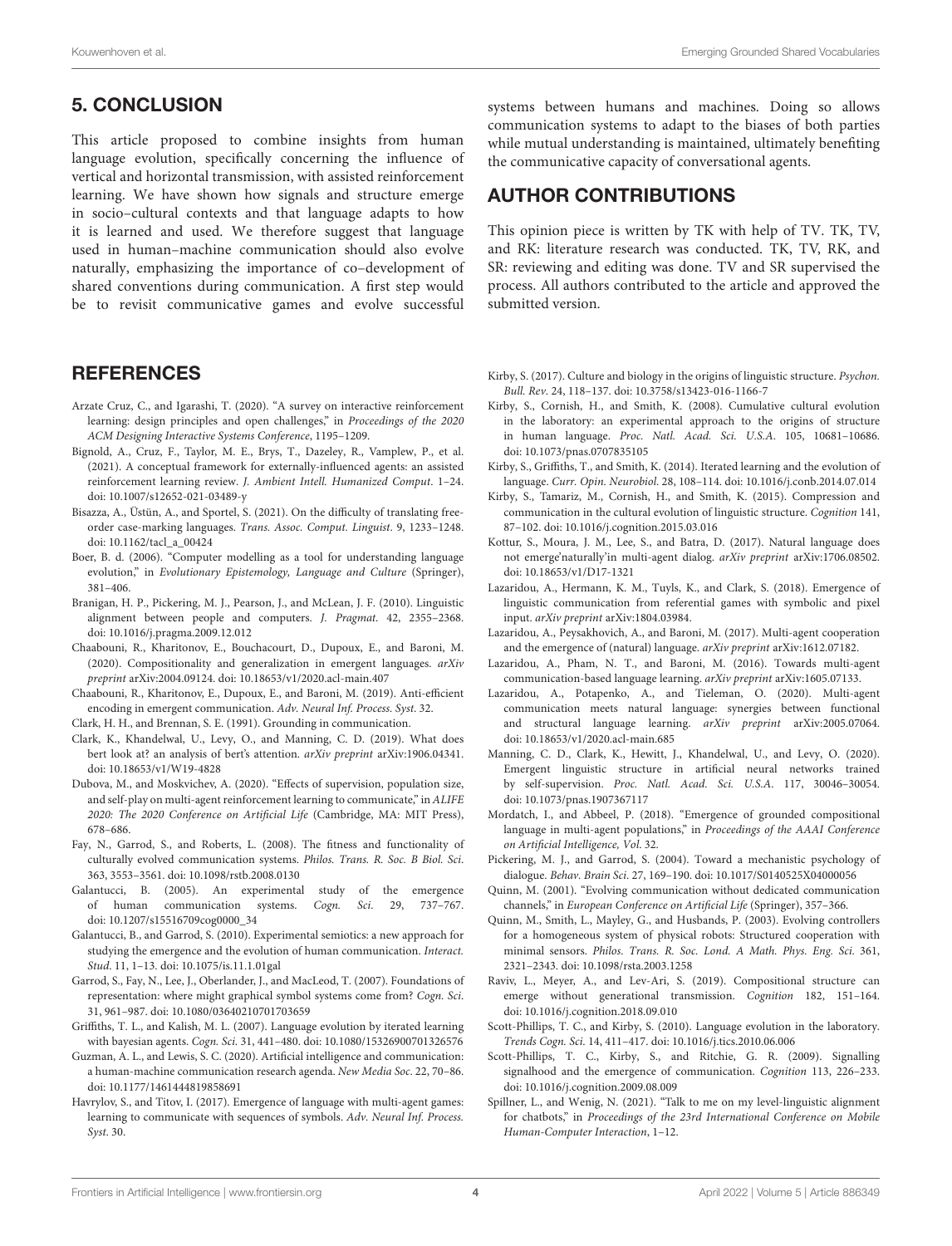## 5. CONCLUSION

This article proposed to combine insights from human language evolution, specifically concerning the influence of vertical and horizontal transmission, with assisted reinforcement learning. We have shown how signals and structure emerge in socio–cultural contexts and that language adapts to how it is learned and used. We therefore suggest that language used in human–machine communication should also evolve naturally, emphasizing the importance of co–development of shared conventions during communication. A first step would be to revisit communicative games and evolve successful systems between humans and machines. Doing so allows communication systems to adapt to the biases of both parties while mutual understanding is maintained, ultimately benefiting the communicative capacity of conversational agents.

## AUTHOR CONTRIBUTIONS

This opinion piece is written by TK with help of TV. TK, TV, and RK: literature research was conducted. TK, TV, RK, and SR: reviewing and editing was done. TV and SR supervised the process. All authors contributed to the article and approved the submitted version.

## REFERENCES

Arzate Cruz, C., and Igarashi, T. (2020). "A survey on interactive reinforcement learning: design principles and open challenges," in *Proceedings of the 2020 ACM Designing Interactive Systems Conference*, 1195–1209.

Bignold, A., Cruz, F., Taylor, M. E., Brys, T., Dazeley, R., Vamplew, P., et al. (2021). A conceptual framework for externally-influenced agents: an assisted reinforcement learning review. *J. Ambient Intell. Humanized Comput*. 1–24. doi: 10.1007/s12652-021-03489-y

Bisazza, A., Üstün, A., and Sportel, S. (2021). On the difficulty of translating free-order case-marking languages. *Trans. Assoc. Comput. Linguist*. 9, 1233–1248. doi: 10.1162/tacl_a_00424

Boer, B. d. (2006). "Computer modelling as a tool for understanding language evolution," in *Evolutionary Epistemology, Language and Culture* (Springer), 381–406.

Branigan, H. P., Pickering, M. J., Pearson, J., and McLean, J. F. (2010). Linguistic alignment between people and computers. *J. Pragmat*. 42, 2355–2368. doi: 10.1016/j.pragma.2009.12.012

Chaabouni, R., Kharitonov, E., Bouchacourt, D., Dupoux, E., and Baroni, M. (2020). Compositionality and generalization in emergent languages. *arXiv preprint* arXiv:2004.09124. doi: 10.18653/v1/2020.acl-main.407

Chaabouni, R., Kharitonov, E., Dupoux, E., and Baroni, M. (2019). Anti-efficient encoding in emergent communication. *Adv. Neural Inf. Process. Syst*. 32.

Clark, H. H., and Brennan, S. E. (1991). Grounding in communication.

Clark, K., Khandelwal, U., Levy, O., and Manning, C. D. (2019). What does bert look at? an analysis of bert's attention. *arXiv preprint* arXiv:1906.04341. doi: 10.18653/v1/W19-4828

Dubova, M., and Moskvichev, A. (2020). "Effects of supervision, population size, and self-play on multi-agent reinforcement learning to communicate," in *ALIFE 2020: The 2020 Conference on Artificial Life* (Cambridge, MA: MIT Press), 678–686.

Fay, N., Garrod, S., and Roberts, L. (2008). The fitness and functionality of culturally evolved communication systems. *Philos. Trans. R. Soc. B Biol. Sci*. 363, 3553–3561. doi: 10.1098/rstb.2008.0130

Galantucci, B. (2005). An experimental study of the emergence of human communication systems. *Cogn. Sci*. 29, 737–767. doi: 10.1207/s15516709cog0000_34

Galantucci, B., and Garrod, S. (2010). Experimental semiotics: a new approach for studying the emergence and the evolution of human communication. *Interact. Stud*. 11, 1–13. doi: 10.1075/is.11.1.01gal

Garrod, S., Fay, N., Lee, J., Oberlander, J., and MacLeod, T. (2007). Foundations of representation: where might graphical symbol systems come from? *Cogn. Sci*. 31, 961–987. doi: 10.1080/03640210701703659

Griffiths, T. L., and Kalish, M. L. (2007). Language evolution by iterated learning with bayesian agents. *Cogn. Sci*. 31, 441–480. doi: 10.1080/15326900701326576

Guzman, A. L., and Lewis, S. C. (2020). Artificial intelligence and communication: a human-machine communication research agenda. *New Media Soc*. 22, 70–86. doi: 10.1177/1461444819858691

Havrylov, S., and Titov, I. (2017). Emergence of language with multi-agent games: learning to communicate with sequences of symbols. *Adv. Neural Inf. Process. Syst*. 30.

Kirby, S. (2017). Culture and biology in the origins of linguistic structure. *Psychon. Bull. Rev*. 24, 118–137. doi: 10.3758/s13423-016-1166-7

Kirby, S., Cornish, H., and Smith, K. (2008). Cumulative cultural evolution in the laboratory: an experimental approach to the origins of structure in human language. *Proc. Natl. Acad. Sci. U.S.A*. 105, 10681–10686. doi: 10.1073/pnas.0707835105

Kirby, S., Griffiths, T., and Smith, K. (2014). Iterated learning and the evolution of language. *Curr. Opin. Neurobiol*. 28, 108–114. doi: 10.1016/j.conb.2014.07.014

Kirby, S., Tamariz, M., Cornish, H., and Smith, K. (2015). Compression and communication in the cultural evolution of linguistic structure. *Cognition* 141, 87–102. doi: 10.1016/j.cognition.2015.03.016

Kottur, S., Moura, J. M., Lee, S., and Batra, D. (2017). Natural language does not emerge'naturally'in multi-agent dialog. *arXiv preprint* arXiv:1706.08502. doi: 10.18653/v1/D17-1321

Lazaridou, A., Hermann, K. M., Tuyls, K., and Clark, S. (2018). Emergence of linguistic communication from referential games with symbolic and pixel input. *arXiv preprint* arXiv:1804.03984.

Lazaridou, A., Peysakhovich, A., and Baroni, M. (2017). Multi-agent cooperation and the emergence of (natural) language. *arXiv preprint* arXiv:1612.07182.

Lazaridou, A., Pham, N. T., and Baroni, M. (2016). Towards multi-agent communication-based language learning. *arXiv preprint* arXiv:1605.07133.

Lazaridou, A., Potapenko, A., and Tieleman, O. (2020). Multi-agent communication meets natural language: synergies between functional and structural language learning. *arXiv preprint* arXiv:2005.07064. doi: 10.18653/v1/2020.acl-main.685

Manning, C. D., Clark, K., Hewitt, J., Khandelwal, U., and Levy, O. (2020). Emergent linguistic structure in artificial neural networks trained by self-supervision. *Proc. Natl. Acad. Sci. U.S.A*. 117, 30046–30054. doi: 10.1073/pnas.1907367117

Mordatch, I., and Abbeel, P. (2018). "Emergence of grounded compositional language in multi-agent populations," in *Proceedings of the AAAI Conference on Artificial Intelligence, Vol*. 32.

Pickering, M. J., and Garrod, S. (2004). Toward a mechanistic psychology of dialogue. *Behav. Brain Sci*. 27, 169–190. doi: 10.1017/S0140525X04000056

Quinn, M. (2001). "Evolving communication without dedicated communication channels," in *European Conference on Artificial Life* (Springer), 357–366.

Quinn, M., Smith, L., Mayley, G., and Husbands, P. (2003). Evolving controllers for a homogeneous system of physical robots: Structured cooperation with minimal sensors. *Philos. Trans. R. Soc. Lond. A Math. Phys. Eng. Sci*. 361, 2321–2343. doi: 10.1098/rsta.2003.1258

Raviv, L., Meyer, A., and Lev-Ari, S. (2019). Compositional structure can emerge without generational transmission. *Cognition* 182, 151–164. doi: 10.1016/j.cognition.2018.09.010

Scott-Phillips, T. C., and Kirby, S. (2010). Language evolution in the laboratory. *Trends Cogn. Sci*. 14, 411–417. doi: 10.1016/j.tics.2010.06.006

Scott-Phillips, T. C., Kirby, S., and Ritchie, G. R. (2009). Signalling signalhood and the emergence of communication. *Cognition* 113, 226–233. doi: 10.1016/j.cognition.2009.08.009

Spillner, L., and Wenig, N. (2021). "Talk to me on my level-linguistic alignment for chatbots," in *Proceedings of the 23rd International Conference on Mobile Human-Computer Interaction*, 1–12.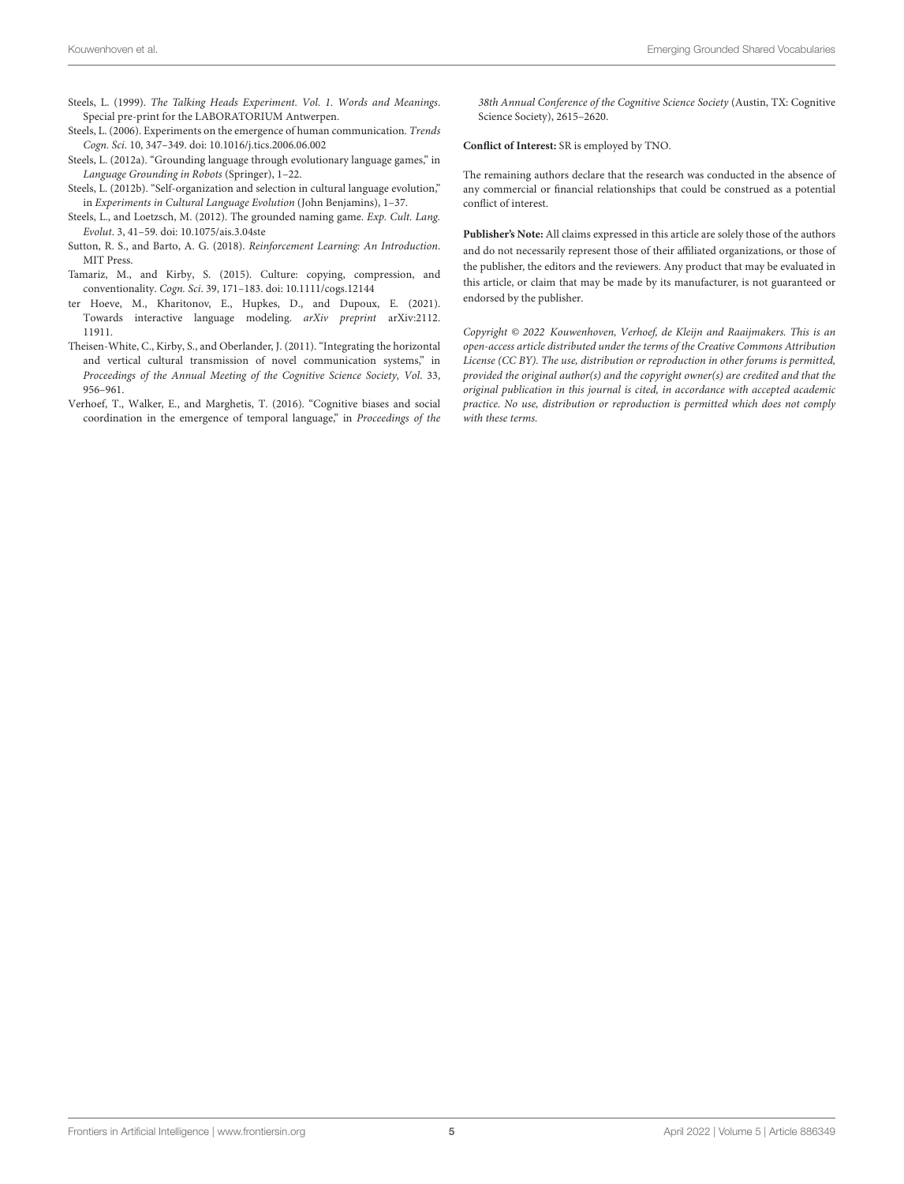Steels, L. (1999). *The Talking Heads Experiment. Vol. 1. Words and Meanings*. Special pre-print for the LABORATORIUM Antwerpen.

Steels, L. (2006). Experiments on the emergence of human communication. *Trends Cogn. Sci*. 10, 347–349. doi: 10.1016/j.tics.2006.06.002

Steels, L. (2012a). "Grounding language through evolutionary language games," in *Language Grounding in Robots* (Springer), 1–22.

Steels, L. (2012b). "Self-organization and selection in cultural language evolution," in *Experiments in Cultural Language Evolution* (John Benjamins), 1–37.

Steels, L., and Loetzsch, M. (2012). The grounded naming game. *Exp. Cult. Lang. Evolut*. 3, 41–59. doi: 10.1075/ais.3.04ste

Sutton, R. S., and Barto, A. G. (2018). *Reinforcement Learning: An Introduction*. MIT Press.

Tamariz, M., and Kirby, S. (2015). Culture: copying, compression, and conventionality. *Cogn. Sci*. 39, 171–183. doi: 10.1111/cogs.12144

ter Hoeve, M., Kharitonov, E., Hupkes, D., and Dupoux, E. (2021). Towards interactive language modeling. *arXiv preprint* arXiv:2112.11911.

Theisen-White, C., Kirby, S., and Oberlander, J. (2011). "Integrating the horizontal and vertical cultural transmission of novel communication systems," in *Proceedings of the Annual Meeting of the Cognitive Science Society, Vol*. 33, 956–961.

Verhoef, T., Walker, E., and Marghetis, T. (2016). "Cognitive biases and social coordination in the emergence of temporal language," in *Proceedings of the 38th Annual Conference of the Cognitive Science Society* (Austin, TX: Cognitive Science Society), 2615–2620.

**Conflict of Interest:** SR is employed by TNO.

The remaining authors declare that the research was conducted in the absence of any commercial or financial relationships that could be construed as a potential conflict of interest.

**Publisher's Note:** All claims expressed in this article are solely those of the authors and do not necessarily represent those of their affiliated organizations, or those of the publisher, the editors and the reviewers. Any product that may be evaluated in this article, or claim that may be made by its manufacturer, is not guaranteed or endorsed by the publisher.

*Copyright © 2022 Kouwenhoven, Verhoef, de Kleijn and Raaijmakers. This is an open-access article distributed under the terms of the Creative Commons Attribution License (CC BY). The use, distribution or reproduction in other forums is permitted, provided the original author(s) and the copyright owner(s) are credited and that the original publication in this journal is cited, in accordance with accepted academic practice. No use, distribution or reproduction is permitted which does not comply with these terms.*